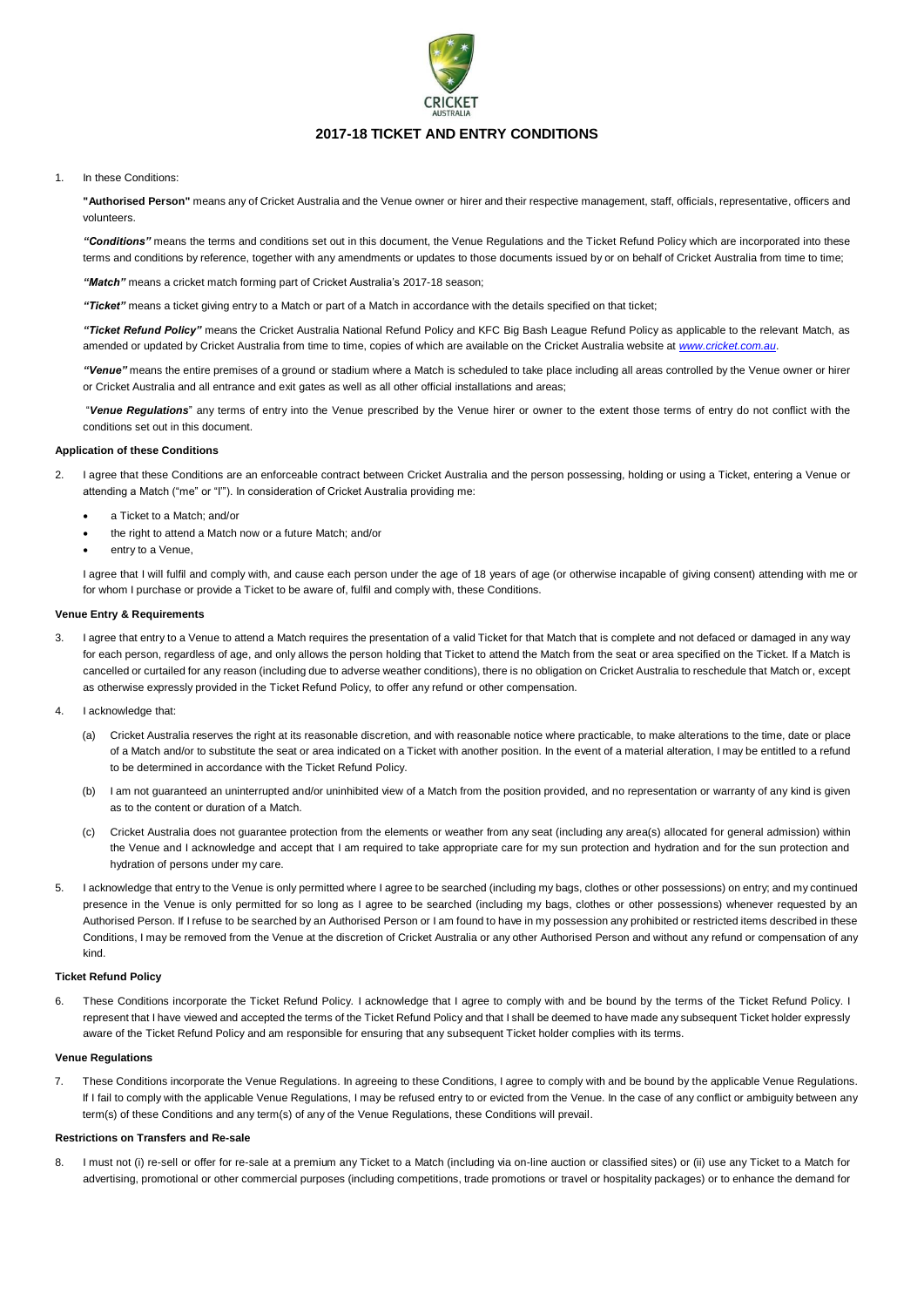# 2017-18 TICKET AND ENTRY CONDITIONS

1. In these Conditions:

   **"Authorised Person"** means any of Cricket Australia and the Venue owner or hirer and their respective management, staff, officials, representative, officers and volunteers.

   ***"Conditions"*** means the terms and conditions set out in this document, the Venue Regulations and the Ticket Refund Policy which are incorporated into these terms and conditions by reference, together with any amendments or updates to those documents issued by or on behalf of Cricket Australia from time to time;

   ***"Match"*** means a cricket match forming part of Cricket Australia's 2017-18 season;

   ***"Ticket"*** means a ticket giving entry to a Match or part of a Match in accordance with the details specified on that ticket;

   ***"Ticket Refund Policy"*** means the Cricket Australia National Refund Policy and KFC Big Bash League Refund Policy as applicable to the relevant Match, as amended or updated by Cricket Australia from time to time, copies of which are available on the Cricket Australia website at *www.cricket.com.au*.

   ***"Venue"*** means the entire premises of a ground or stadium where a Match is scheduled to take place including all areas controlled by the Venue owner or hirer or Cricket Australia and all entrance and exit gates as well as all other official installations and areas;

   "***Venue Regulations***" any terms of entry into the Venue prescribed by the Venue hirer or owner to the extent those terms of entry do not conflict with the conditions set out in this document.

### Application of these Conditions

2. I agree that these Conditions are an enforceable contract between Cricket Australia and the person possessing, holding or using a Ticket, entering a Venue or attending a Match ("me" or "I"). In consideration of Cricket Australia providing me:

   - a Ticket to a Match; and/or
   - the right to attend a Match now or a future Match; and/or
   - entry to a Venue,

   I agree that I will fulfil and comply with, and cause each person under the age of 18 years of age (or otherwise incapable of giving consent) attending with me or for whom I purchase or provide a Ticket to be aware of, fulfil and comply with, these Conditions.

### Venue Entry & Requirements

3. I agree that entry to a Venue to attend a Match requires the presentation of a valid Ticket for that Match that is complete and not defaced or damaged in any way for each person, regardless of age, and only allows the person holding that Ticket to attend the Match from the seat or area specified on the Ticket. If a Match is cancelled or curtailed for any reason (including due to adverse weather conditions), there is no obligation on Cricket Australia to reschedule that Match or, except as otherwise expressly provided in the Ticket Refund Policy, to offer any refund or other compensation.

4. I acknowledge that:

   (a) Cricket Australia reserves the right at its reasonable discretion, and with reasonable notice where practicable, to make alterations to the time, date or place of a Match and/or to substitute the seat or area indicated on a Ticket with another position. In the event of a material alteration, I may be entitled to a refund to be determined in accordance with the Ticket Refund Policy.

   (b) I am not guaranteed an uninterrupted and/or uninhibited view of a Match from the position provided, and no representation or warranty of any kind is given as to the content or duration of a Match.

   (c) Cricket Australia does not guarantee protection from the elements or weather from any seat (including any area(s) allocated for general admission) within the Venue and I acknowledge and accept that I am required to take appropriate care for my sun protection and hydration and for the sun protection and hydration of persons under my care.

5. I acknowledge that entry to the Venue is only permitted where I agree to be searched (including my bags, clothes or other possessions) on entry; and my continued presence in the Venue is only permitted for so long as I agree to be searched (including my bags, clothes or other possessions) whenever requested by an Authorised Person. If I refuse to be searched by an Authorised Person or I am found to have in my possession any prohibited or restricted items described in these Conditions, I may be removed from the Venue at the discretion of Cricket Australia or any other Authorised Person and without any refund or compensation of any kind.

### Ticket Refund Policy

6. These Conditions incorporate the Ticket Refund Policy. I acknowledge that I agree to comply with and be bound by the terms of the Ticket Refund Policy. I represent that I have viewed and accepted the terms of the Ticket Refund Policy and that I shall be deemed to have made any subsequent Ticket holder expressly aware of the Ticket Refund Policy and am responsible for ensuring that any subsequent Ticket holder complies with its terms.

### Venue Regulations

7. These Conditions incorporate the Venue Regulations. In agreeing to these Conditions, I agree to comply with and be bound by the applicable Venue Regulations. If I fail to comply with the applicable Venue Regulations, I may be refused entry to or evicted from the Venue. In the case of any conflict or ambiguity between any term(s) of these Conditions and any term(s) of any of the Venue Regulations, these Conditions will prevail.

### Restrictions on Transfers and Re-sale

8. I must not (i) re-sell or offer for re-sale at a premium any Ticket to a Match (including via on-line auction or classified sites) or (ii) use any Ticket to a Match for advertising, promotional or other commercial purposes (including competitions, trade promotions or travel or hospitality packages) or to enhance the demand for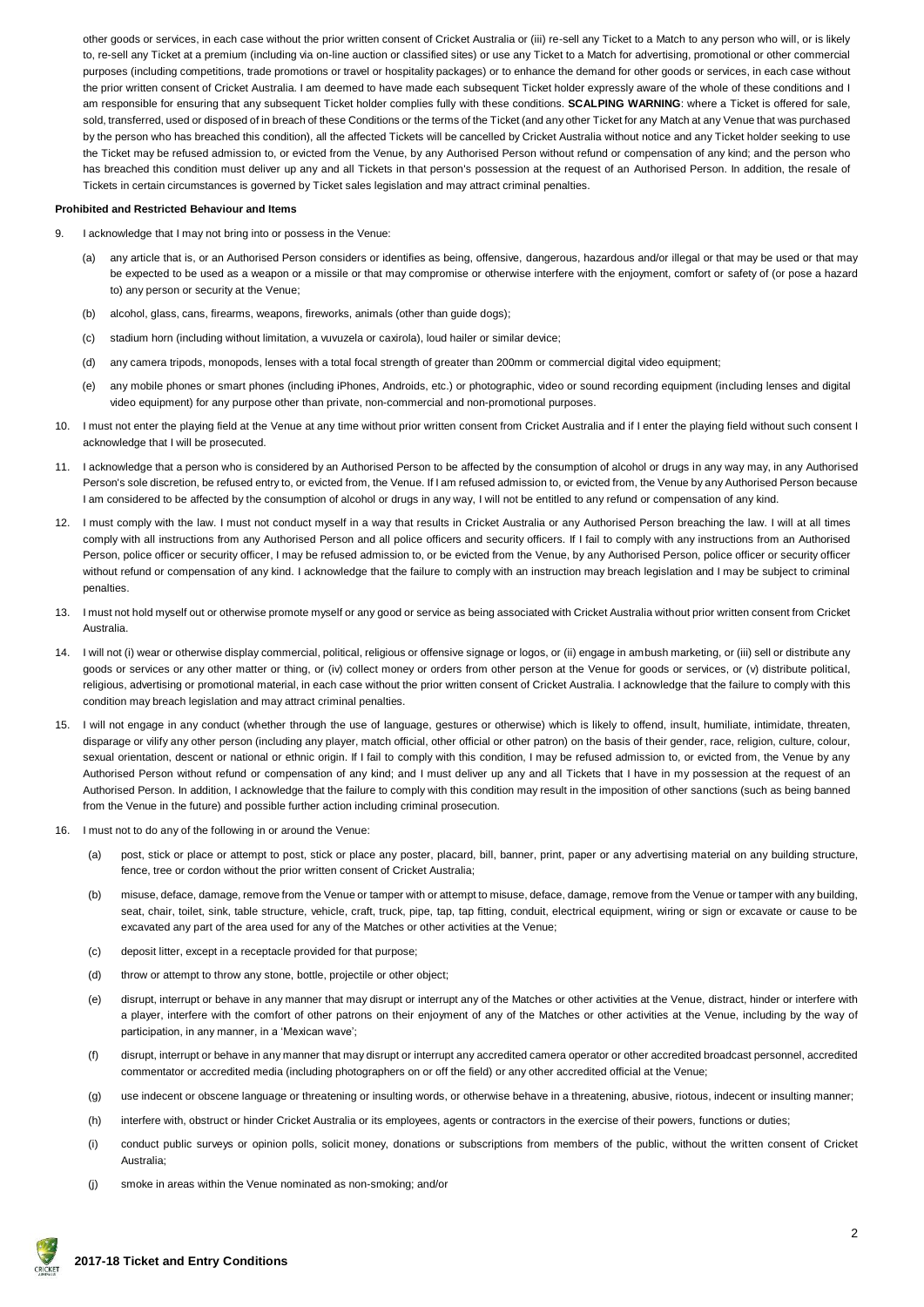other goods or services, in each case without the prior written consent of Cricket Australia or (iii) re-sell any Ticket to a Match to any person who will, or is likely to, re-sell any Ticket at a premium (including via on-line auction or classified sites) or use any Ticket to a Match for advertising, promotional or other commercial purposes (including competitions, trade promotions or travel or hospitality packages) or to enhance the demand for other goods or services, in each case without the prior written consent of Cricket Australia. I am deemed to have made each subsequent Ticket holder expressly aware of the whole of these conditions and I am responsible for ensuring that any subsequent Ticket holder complies fully with these conditions. **SCALPING WARNING**: where a Ticket is offered for sale, sold, transferred, used or disposed of in breach of these Conditions or the terms of the Ticket (and any other Ticket for any Match at any Venue that was purchased by the person who has breached this condition), all the affected Tickets will be cancelled by Cricket Australia without notice and any Ticket holder seeking to use the Ticket may be refused admission to, or evicted from the Venue, by any Authorised Person without refund or compensation of any kind; and the person who has breached this condition must deliver up any and all Tickets in that person's possession at the request of an Authorised Person. In addition, the resale of Tickets in certain circumstances is governed by Ticket sales legislation and may attract criminal penalties.

**Prohibited and Restricted Behaviour and Items**

9. I acknowledge that I may not bring into or possess in the Venue:
   (a) any article that is, or an Authorised Person considers or identifies as being, offensive, dangerous, hazardous and/or illegal or that may be used or that may be expected to be used as a weapon or a missile or that may compromise or otherwise interfere with the enjoyment, comfort or safety of (or pose a hazard to) any person or security at the Venue;
   (b) alcohol, glass, cans, firearms, weapons, fireworks, animals (other than guide dogs);
   (c) stadium horn (including without limitation, a vuvuzela or caxirola), loud hailer or similar device;
   (d) any camera tripods, monopods, lenses with a total focal strength of greater than 200mm or commercial digital video equipment;
   (e) any mobile phones or smart phones (including iPhones, Androids, etc.) or photographic, video or sound recording equipment (including lenses and digital video equipment) for any purpose other than private, non-commercial and non-promotional purposes.
10. I must not enter the playing field at the Venue at any time without prior written consent from Cricket Australia and if I enter the playing field without such consent I acknowledge that I will be prosecuted.
11. I acknowledge that a person who is considered by an Authorised Person to be affected by the consumption of alcohol or drugs in any way may, in any Authorised Person's sole discretion, be refused entry to, or evicted from, the Venue. If I am refused admission to, or evicted from, the Venue by any Authorised Person because I am considered to be affected by the consumption of alcohol or drugs in any way, I will not be entitled to any refund or compensation of any kind.
12. I must comply with the law. I must not conduct myself in a way that results in Cricket Australia or any Authorised Person breaching the law. I will at all times comply with all instructions from any Authorised Person and all police officers and security officers. If I fail to comply with any instructions from an Authorised Person, police officer or security officer, I may be refused admission to, or be evicted from the Venue, by any Authorised Person, police officer or security officer without refund or compensation of any kind. I acknowledge that the failure to comply with an instruction may breach legislation and I may be subject to criminal penalties.
13. I must not hold myself out or otherwise promote myself or any good or service as being associated with Cricket Australia without prior written consent from Cricket Australia.
14. I will not (i) wear or otherwise display commercial, political, religious or offensive signage or logos, or (ii) engage in ambush marketing, or (iii) sell or distribute any goods or services or any other matter or thing, or (iv) collect money or orders from other person at the Venue for goods or services, or (v) distribute political, religious, advertising or promotional material, in each case without the prior written consent of Cricket Australia. I acknowledge that the failure to comply with this condition may breach legislation and may attract criminal penalties.
15. I will not engage in any conduct (whether through the use of language, gestures or otherwise) which is likely to offend, insult, humiliate, intimidate, threaten, disparage or vilify any other person (including any player, match official, other official or other patron) on the basis of their gender, race, religion, culture, colour, sexual orientation, descent or national or ethnic origin. If I fail to comply with this condition, I may be refused admission to, or evicted from, the Venue by any Authorised Person without refund or compensation of any kind; and I must deliver up any and all Tickets that I have in my possession at the request of an Authorised Person. In addition, I acknowledge that the failure to comply with this condition may result in the imposition of other sanctions (such as being banned from the Venue in the future) and possible further action including criminal prosecution.
16. I must not to do any of the following in or around the Venue:
   (a) post, stick or place or attempt to post, stick or place any poster, placard, bill, banner, print, paper or any advertising material on any building structure, fence, tree or cordon without the prior written consent of Cricket Australia;
   (b) misuse, deface, damage, remove from the Venue or tamper with or attempt to misuse, deface, damage, remove from the Venue or tamper with any building, seat, chair, toilet, sink, table structure, vehicle, craft, truck, pipe, tap, tap fitting, conduit, electrical equipment, wiring or sign or excavate or cause to be excavated any part of the area used for any of the Matches or other activities at the Venue;
   (c) deposit litter, except in a receptacle provided for that purpose;
   (d) throw or attempt to throw any stone, bottle, projectile or other object;
   (e) disrupt, interrupt or behave in any manner that may disrupt or interrupt any of the Matches or other activities at the Venue, distract, hinder or interfere with a player, interfere with the comfort of other patrons on their enjoyment of any of the Matches or other activities at the Venue, including by the way of participation, in any manner, in a 'Mexican wave';
   (f) disrupt, interrupt or behave in any manner that may disrupt or interrupt any accredited camera operator or other accredited broadcast personnel, accredited commentator or accredited media (including photographers on or off the field) or any other accredited official at the Venue;
   (g) use indecent or obscene language or threatening or insulting words, or otherwise behave in a threatening, abusive, riotous, indecent or insulting manner;
   (h) interfere with, obstruct or hinder Cricket Australia or its employees, agents or contractors in the exercise of their powers, functions or duties;
   (i) conduct public surveys or opinion polls, solicit money, donations or subscriptions from members of the public, without the written consent of Cricket Australia;
   (j) smoke in areas within the Venue nominated as non-smoking; and/or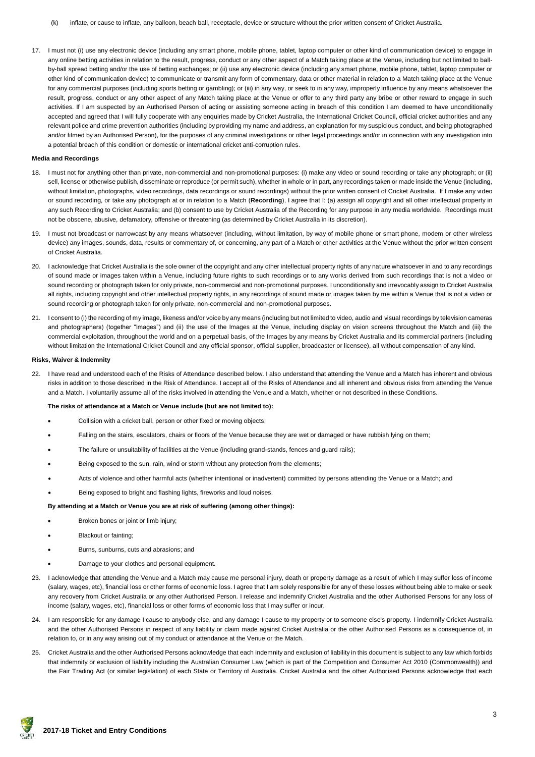(k) inflate, or cause to inflate, any balloon, beach ball, receptacle, device or structure without the prior written consent of Cricket Australia.

17. I must not (i) use any electronic device (including any smart phone, mobile phone, tablet, laptop computer or other kind of communication device) to engage in any online betting activities in relation to the result, progress, conduct or any other aspect of a Match taking place at the Venue, including but not limited to ball-by-ball spread betting and/or the use of betting exchanges; or (ii) use any electronic device (including any smart phone, mobile phone, tablet, laptop computer or other kind of communication device) to communicate or transmit any form of commentary, data or other material in relation to a Match taking place at the Venue for any commercial purposes (including sports betting or gambling); or (iii) in any way, or seek to in any way, improperly influence by any means whatsoever the result, progress, conduct or any other aspect of any Match taking place at the Venue or offer to any third party any bribe or other reward to engage in such activities. If I am suspected by an Authorised Person of acting or assisting someone acting in breach of this condition I am deemed to have unconditionally accepted and agreed that I will fully cooperate with any enquiries made by Cricket Australia, the International Cricket Council, official cricket authorities and any relevant police and crime prevention authorities (including by providing my name and address, an explanation for my suspicious conduct, and being photographed and/or filmed by an Authorised Person), for the purposes of any criminal investigations or other legal proceedings and/or in connection with any investigation into a potential breach of this condition or domestic or international cricket anti-corruption rules.

**Media and Recordings**

18. I must not for anything other than private, non-commercial and non-promotional purposes: (i) make any video or sound recording or take any photograph; or (ii) sell, license or otherwise publish, disseminate or reproduce (or permit such), whether in whole or in part, any recordings taken or made inside the Venue (including, without limitation, photographs, video recordings, data recordings or sound recordings) without the prior written consent of Cricket Australia. If I make any video or sound recording, or take any photograph at or in relation to a Match (**Recording**), I agree that I: (a) assign all copyright and all other intellectual property in any such Recording to Cricket Australia; and (b) consent to use by Cricket Australia of the Recording for any purpose in any media worldwide. Recordings must not be obscene, abusive, defamatory, offensive or threatening (as determined by Cricket Australia in its discretion).

19. I must not broadcast or narrowcast by any means whatsoever (including, without limitation, by way of mobile phone or smart phone, modem or other wireless device) any images, sounds, data, results or commentary of, or concerning, any part of a Match or other activities at the Venue without the prior written consent of Cricket Australia.

20. I acknowledge that Cricket Australia is the sole owner of the copyright and any other intellectual property rights of any nature whatsoever in and to any recordings of sound made or images taken within a Venue, including future rights to such recordings or to any works derived from such recordings that is not a video or sound recording or photograph taken for only private, non-commercial and non-promotional purposes. I unconditionally and irrevocably assign to Cricket Australia all rights, including copyright and other intellectual property rights, in any recordings of sound made or images taken by me within a Venue that is not a video or sound recording or photograph taken for only private, non-commercial and non-promotional purposes.

21. I consent to (i) the recording of my image, likeness and/or voice by any means (including but not limited to video, audio and visual recordings by television cameras and photographers) (together "Images") and (ii) the use of the Images at the Venue, including display on vision screens throughout the Match and (iii) the commercial exploitation, throughout the world and on a perpetual basis, of the Images by any means by Cricket Australia and its commercial partners (including without limitation the International Cricket Council and any official sponsor, official supplier, broadcaster or licensee), all without compensation of any kind.

**Risks, Waiver & Indemnity**

22. I have read and understood each of the Risks of Attendance described below. I also understand that attending the Venue and a Match has inherent and obvious risks in addition to those described in the Risk of Attendance. I accept all of the Risks of Attendance and all inherent and obvious risks from attending the Venue and a Match. I voluntarily assume all of the risks involved in attending the Venue and a Match, whether or not described in these Conditions.

**The risks of attendance at a Match or Venue include (but are not limited to):**

- Collision with a cricket ball, person or other fixed or moving objects;
- Falling on the stairs, escalators, chairs or floors of the Venue because they are wet or damaged or have rubbish lying on them;
- The failure or unsuitability of facilities at the Venue (including grand-stands, fences and guard rails);
- Being exposed to the sun, rain, wind or storm without any protection from the elements;
- Acts of violence and other harmful acts (whether intentional or inadvertent) committed by persons attending the Venue or a Match; and
- Being exposed to bright and flashing lights, fireworks and loud noises.

**By attending at a Match or Venue you are at risk of suffering (among other things):**

- Broken bones or joint or limb injury;
- Blackout or fainting;
- Burns, sunburns, cuts and abrasions; and
- Damage to your clothes and personal equipment.

23. I acknowledge that attending the Venue and a Match may cause me personal injury, death or property damage as a result of which I may suffer loss of income (salary, wages, etc), financial loss or other forms of economic loss. I agree that I am solely responsible for any of these losses without being able to make or seek any recovery from Cricket Australia or any other Authorised Person. I release and indemnify Cricket Australia and the other Authorised Persons for any loss of income (salary, wages, etc), financial loss or other forms of economic loss that I may suffer or incur.

24. I am responsible for any damage I cause to anybody else, and any damage I cause to my property or to someone else's property. I indemnify Cricket Australia and the other Authorised Persons in respect of any liability or claim made against Cricket Australia or the other Authorised Persons as a consequence of, in relation to, or in any way arising out of my conduct or attendance at the Venue or the Match.

25. Cricket Australia and the other Authorised Persons acknowledge that each indemnity and exclusion of liability in this document is subject to any law which forbids that indemnity or exclusion of liability including the Australian Consumer Law (which is part of the Competition and Consumer Act 2010 (Commonwealth)) and the Fair Trading Act (or similar legislation) of each State or Territory of Australia. Cricket Australia and the other Authorised Persons acknowledge that each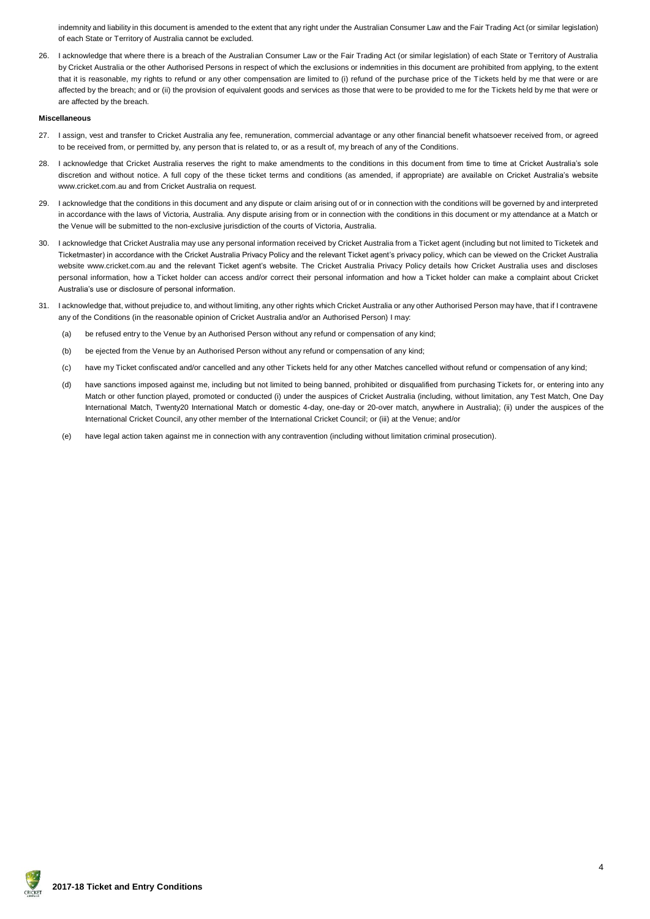indemnity and liability in this document is amended to the extent that any right under the Australian Consumer Law and the Fair Trading Act (or similar legislation) of each State or Territory of Australia cannot be excluded.

26. I acknowledge that where there is a breach of the Australian Consumer Law or the Fair Trading Act (or similar legislation) of each State or Territory of Australia by Cricket Australia or the other Authorised Persons in respect of which the exclusions or indemnities in this document are prohibited from applying, to the extent that it is reasonable, my rights to refund or any other compensation are limited to (i) refund of the purchase price of the Tickets held by me that were or are affected by the breach; and or (ii) the provision of equivalent goods and services as those that were to be provided to me for the Tickets held by me that were or are affected by the breach.

**Miscellaneous**

27. I assign, vest and transfer to Cricket Australia any fee, remuneration, commercial advantage or any other financial benefit whatsoever received from, or agreed to be received from, or permitted by, any person that is related to, or as a result of, my breach of any of the Conditions.

28. I acknowledge that Cricket Australia reserves the right to make amendments to the conditions in this document from time to time at Cricket Australia's sole discretion and without notice. A full copy of the these ticket terms and conditions (as amended, if appropriate) are available on Cricket Australia's website www.cricket.com.au and from Cricket Australia on request.

29. I acknowledge that the conditions in this document and any dispute or claim arising out of or in connection with the conditions will be governed by and interpreted in accordance with the laws of Victoria, Australia. Any dispute arising from or in connection with the conditions in this document or my attendance at a Match or the Venue will be submitted to the non-exclusive jurisdiction of the courts of Victoria, Australia.

30. I acknowledge that Cricket Australia may use any personal information received by Cricket Australia from a Ticket agent (including but not limited to Ticketek and Ticketmaster) in accordance with the Cricket Australia Privacy Policy and the relevant Ticket agent's privacy policy, which can be viewed on the Cricket Australia website www.cricket.com.au and the relevant Ticket agent's website. The Cricket Australia Privacy Policy details how Cricket Australia uses and discloses personal information, how a Ticket holder can access and/or correct their personal information and how a Ticket holder can make a complaint about Cricket Australia's use or disclosure of personal information.

31. I acknowledge that, without prejudice to, and without limiting, any other rights which Cricket Australia or any other Authorised Person may have, that if I contravene any of the Conditions (in the reasonable opinion of Cricket Australia and/or an Authorised Person) I may:

    (a) be refused entry to the Venue by an Authorised Person without any refund or compensation of any kind;

    (b) be ejected from the Venue by an Authorised Person without any refund or compensation of any kind;

    (c) have my Ticket confiscated and/or cancelled and any other Tickets held for any other Matches cancelled without refund or compensation of any kind;

    (d) have sanctions imposed against me, including but not limited to being banned, prohibited or disqualified from purchasing Tickets for, or entering into any Match or other function played, promoted or conducted (i) under the auspices of Cricket Australia (including, without limitation, any Test Match, One Day International Match, Twenty20 International Match or domestic 4-day, one-day or 20-over match, anywhere in Australia); (ii) under the auspices of the International Cricket Council, any other member of the International Cricket Council; or (iii) at the Venue; and/or

    (e) have legal action taken against me in connection with any contravention (including without limitation criminal prosecution).